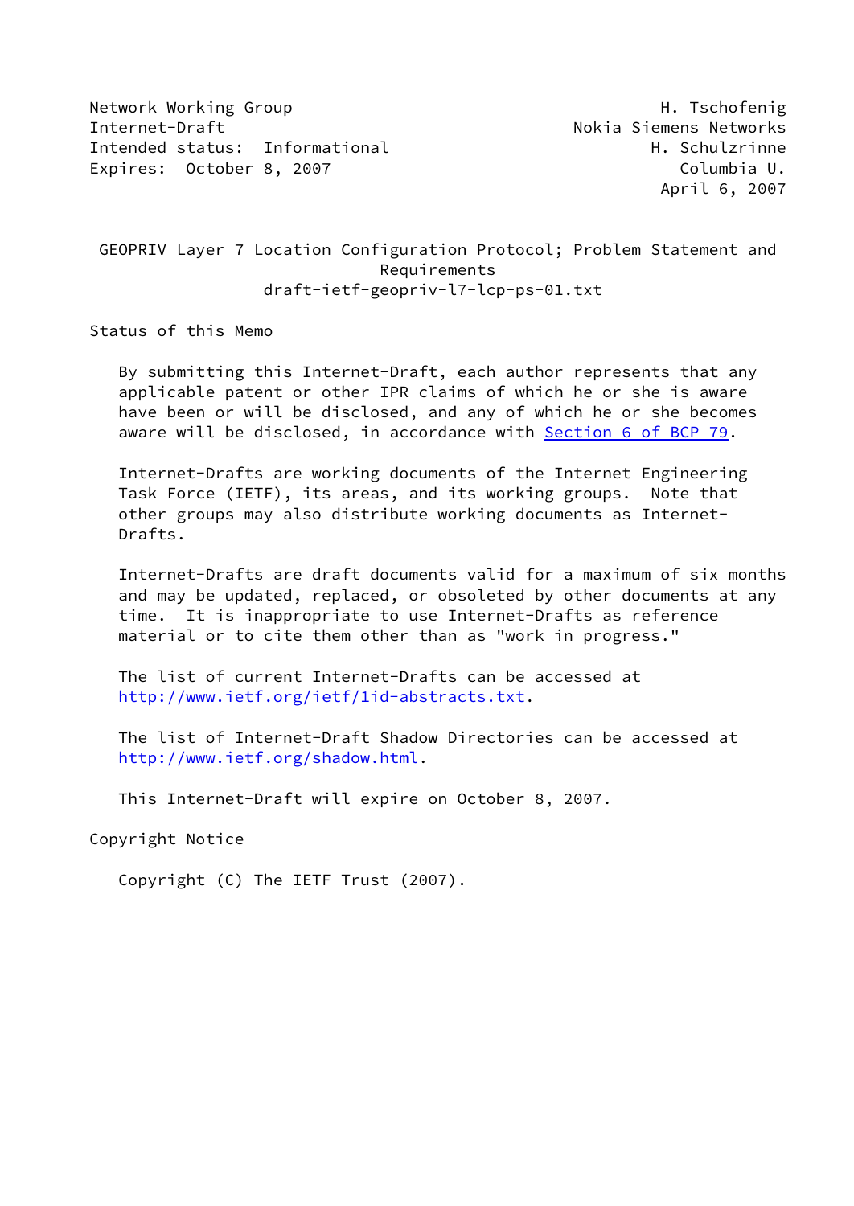Network Working Group H. Tschofenig
Internet-Draft Nokia Siemens Networks
Intended status: Informational H. Schulzrinne
Expires: October 8, 2007 Columbia U.
April 6, 2007

# GEOPRIV Layer 7 Location Configuration Protocol; Problem Statement and Requirements

draft-ietf-geopriv-l7-lcp-ps-01.txt

## Status of this Memo

By submitting this Internet-Draft, each author represents that any applicable patent or other IPR claims of which he or she is aware have been or will be disclosed, and any of which he or she becomes aware will be disclosed, in accordance with Section 6 of BCP 79.

Internet-Drafts are working documents of the Internet Engineering Task Force (IETF), its areas, and its working groups. Note that other groups may also distribute working documents as Internet-Drafts.

Internet-Drafts are draft documents valid for a maximum of six months and may be updated, replaced, or obsoleted by other documents at any time. It is inappropriate to use Internet-Drafts as reference material or to cite them other than as "work in progress."

The list of current Internet-Drafts can be accessed at http://www.ietf.org/ietf/1id-abstracts.txt.

The list of Internet-Draft Shadow Directories can be accessed at http://www.ietf.org/shadow.html.

This Internet-Draft will expire on October 8, 2007.

## Copyright Notice

Copyright (C) The IETF Trust (2007).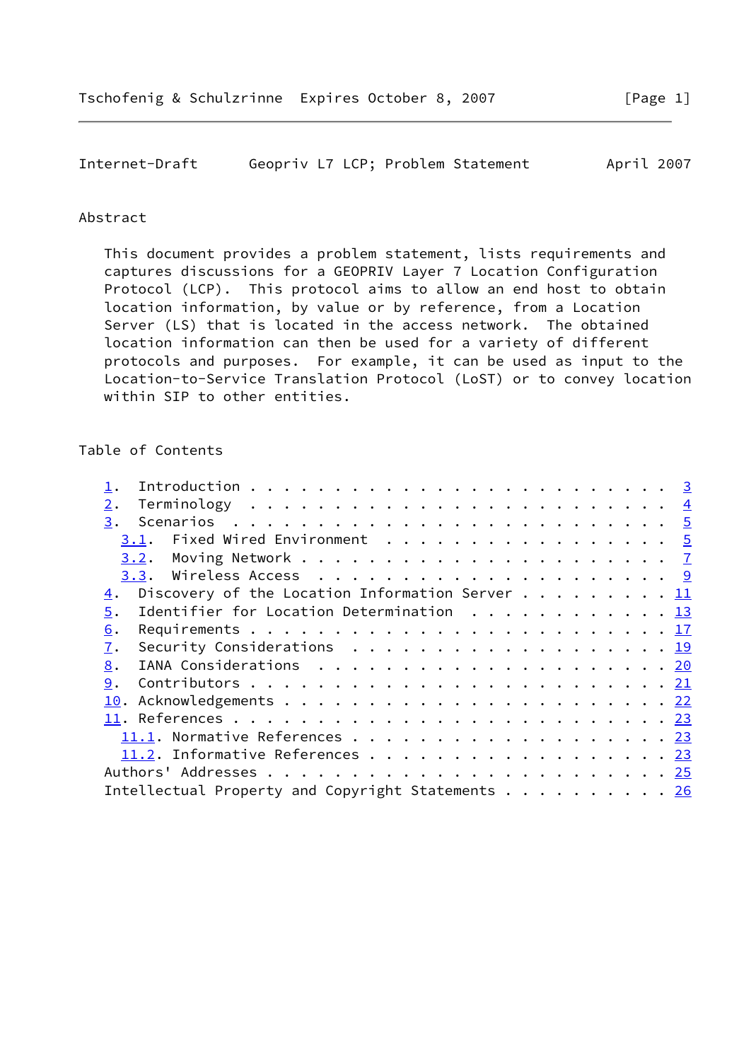## Abstract

This document provides a problem statement, lists requirements and captures discussions for a GEOPRIV Layer 7 Location Configuration Protocol (LCP). This protocol aims to allow an end host to obtain location information, by value or by reference, from a Location Server (LS) that is located in the access network. The obtained location information can then be used for a variety of different protocols and purposes. For example, it can be used as input to the Location-to-Service Translation Protocol (LoST) or to convey location within SIP to other entities.

## Table of Contents

1. Introduction . . . . . . . . . . . . . . . . . . . . . . . . 3
2. Terminology . . . . . . . . . . . . . . . . . . . . . . . . 4
3. Scenarios . . . . . . . . . . . . . . . . . . . . . . . . . 5
   3.1. Fixed Wired Environment . . . . . . . . . . . . . . . . . 5
   3.2. Moving Network . . . . . . . . . . . . . . . . . . . . . 7
   3.3. Wireless Access . . . . . . . . . . . . . . . . . . . . . 9
4. Discovery of the Location Information Server . . . . . . . . . 11
5. Identifier for Location Determination . . . . . . . . . . . . 13
6. Requirements . . . . . . . . . . . . . . . . . . . . . . . . 17
7. Security Considerations . . . . . . . . . . . . . . . . . . . 19
8. IANA Considerations . . . . . . . . . . . . . . . . . . . . . 20
9. Contributors . . . . . . . . . . . . . . . . . . . . . . . . 21
10. Acknowledgements . . . . . . . . . . . . . . . . . . . . . . 22
11. References . . . . . . . . . . . . . . . . . . . . . . . . . 23
   11.1. Normative References . . . . . . . . . . . . . . . . . . 23
   11.2. Informative References . . . . . . . . . . . . . . . . . 23

Authors' Addresses . . . . . . . . . . . . . . . . . . . . . . . 25

Intellectual Property and Copyright Statements . . . . . . . . . 26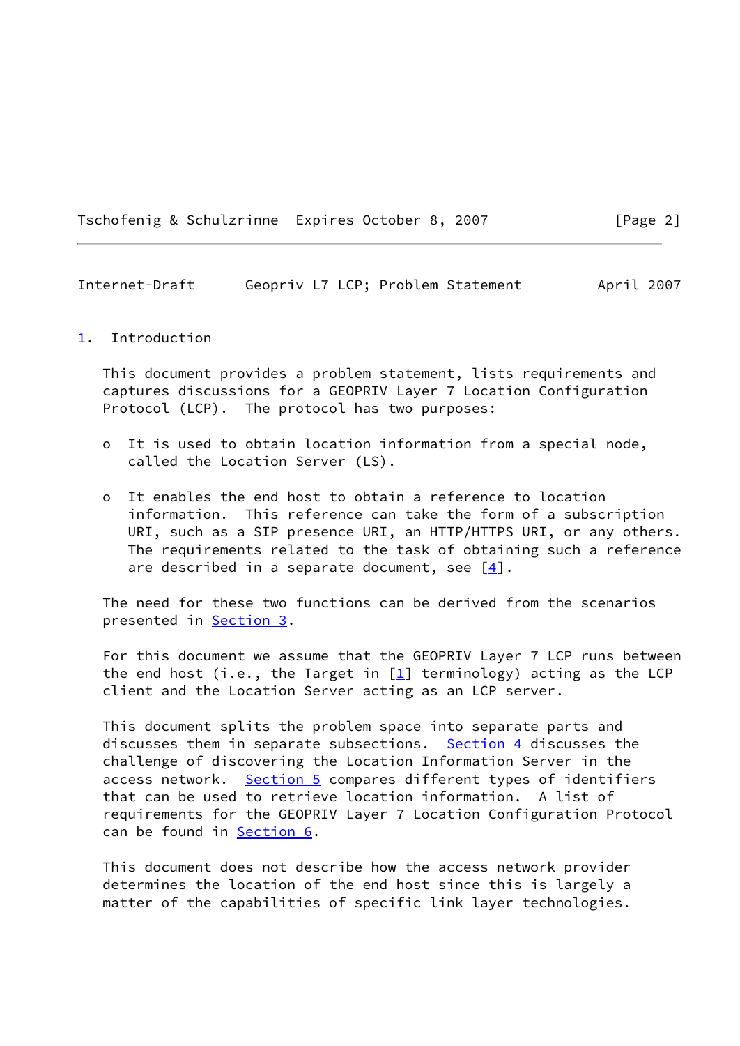# 1. Introduction

This document provides a problem statement, lists requirements and captures discussions for a GEOPRIV Layer 7 Location Configuration Protocol (LCP). The protocol has two purposes:

- It is used to obtain location information from a special node, called the Location Server (LS).

- It enables the end host to obtain a reference to location information. This reference can take the form of a subscription URI, such as a SIP presence URI, an HTTP/HTTPS URI, or any others. The requirements related to the task of obtaining such a reference are described in a separate document, see [4].

The need for these two functions can be derived from the scenarios presented in Section 3.

For this document we assume that the GEOPRIV Layer 7 LCP runs between the end host (i.e., the Target in [1] terminology) acting as the LCP client and the Location Server acting as an LCP server.

This document splits the problem space into separate parts and discusses them in separate subsections. Section 4 discusses the challenge of discovering the Location Information Server in the access network. Section 5 compares different types of identifiers that can be used to retrieve location information. A list of requirements for the GEOPRIV Layer 7 Location Configuration Protocol can be found in Section 6.

This document does not describe how the access network provider determines the location of the end host since this is largely a matter of the capabilities of specific link layer technologies.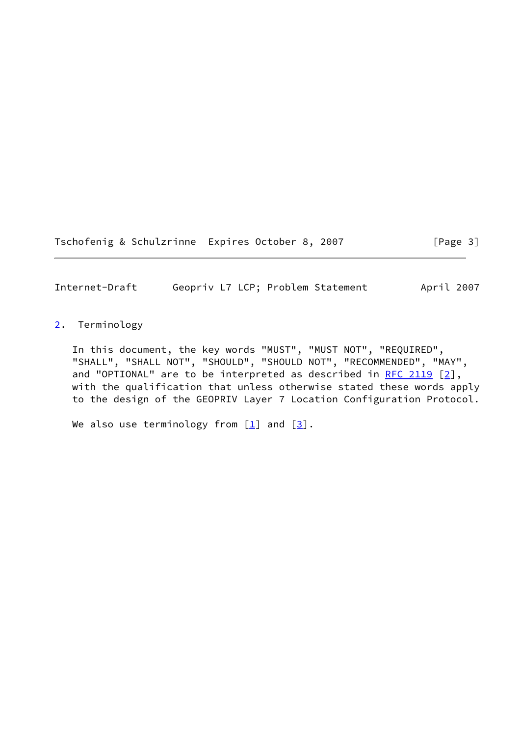## 2. Terminology

In this document, the key words "MUST", "MUST NOT", "REQUIRED", "SHALL", "SHALL NOT", "SHOULD", "SHOULD NOT", "RECOMMENDED", "MAY", and "OPTIONAL" are to be interpreted as described in RFC 2119 [2], with the qualification that unless otherwise stated these words apply to the design of the GEOPRIV Layer 7 Location Configuration Protocol.

We also use terminology from [1] and [3].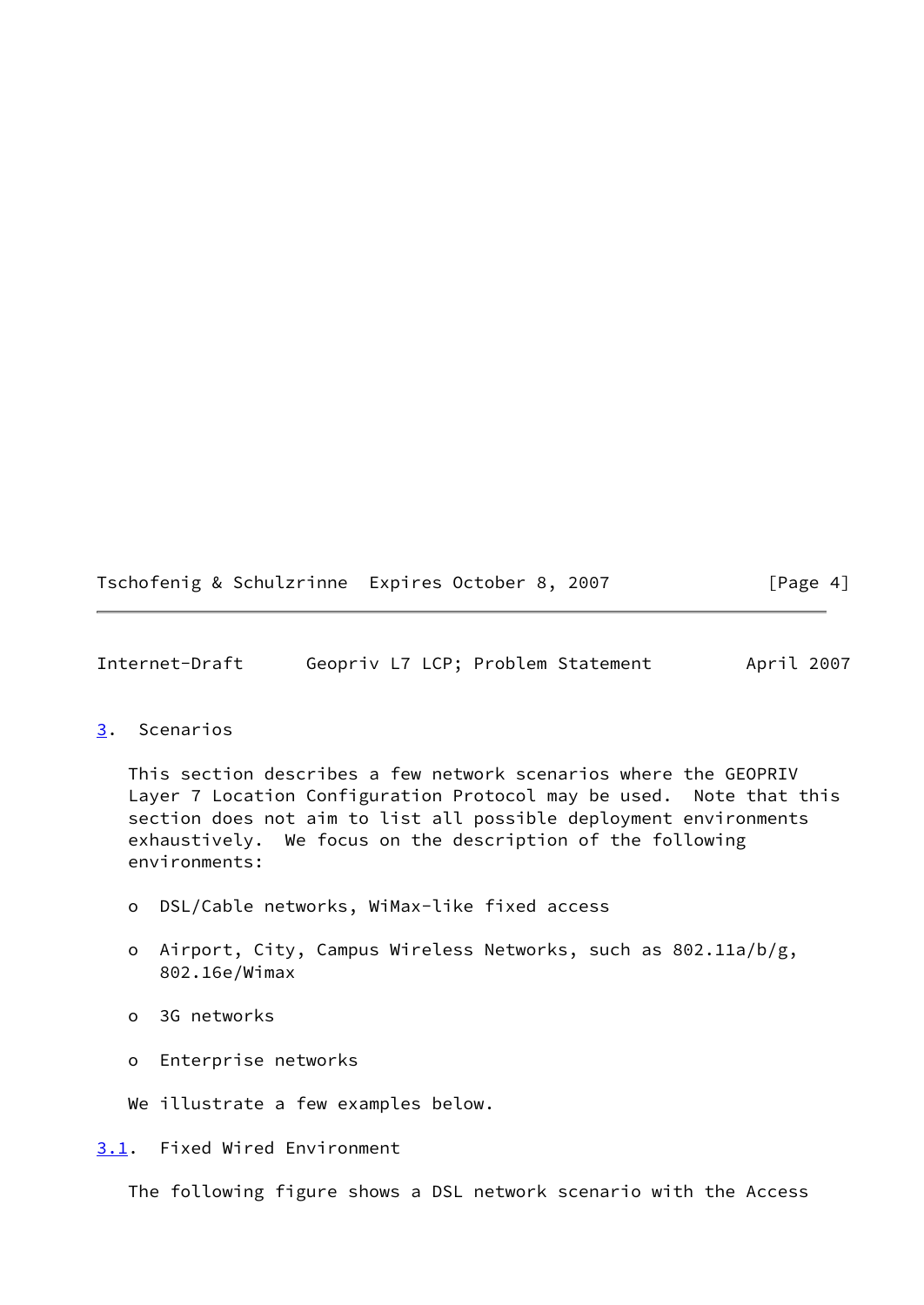## 3. Scenarios

This section describes a few network scenarios where the GEOPRIV Layer 7 Location Configuration Protocol may be used. Note that this section does not aim to list all possible deployment environments exhaustively. We focus on the description of the following environments:

- DSL/Cable networks, WiMax-like fixed access
- Airport, City, Campus Wireless Networks, such as 802.11a/b/g, 802.16e/Wimax
- 3G networks
- Enterprise networks

We illustrate a few examples below.

### 3.1. Fixed Wired Environment

The following figure shows a DSL network scenario with the Access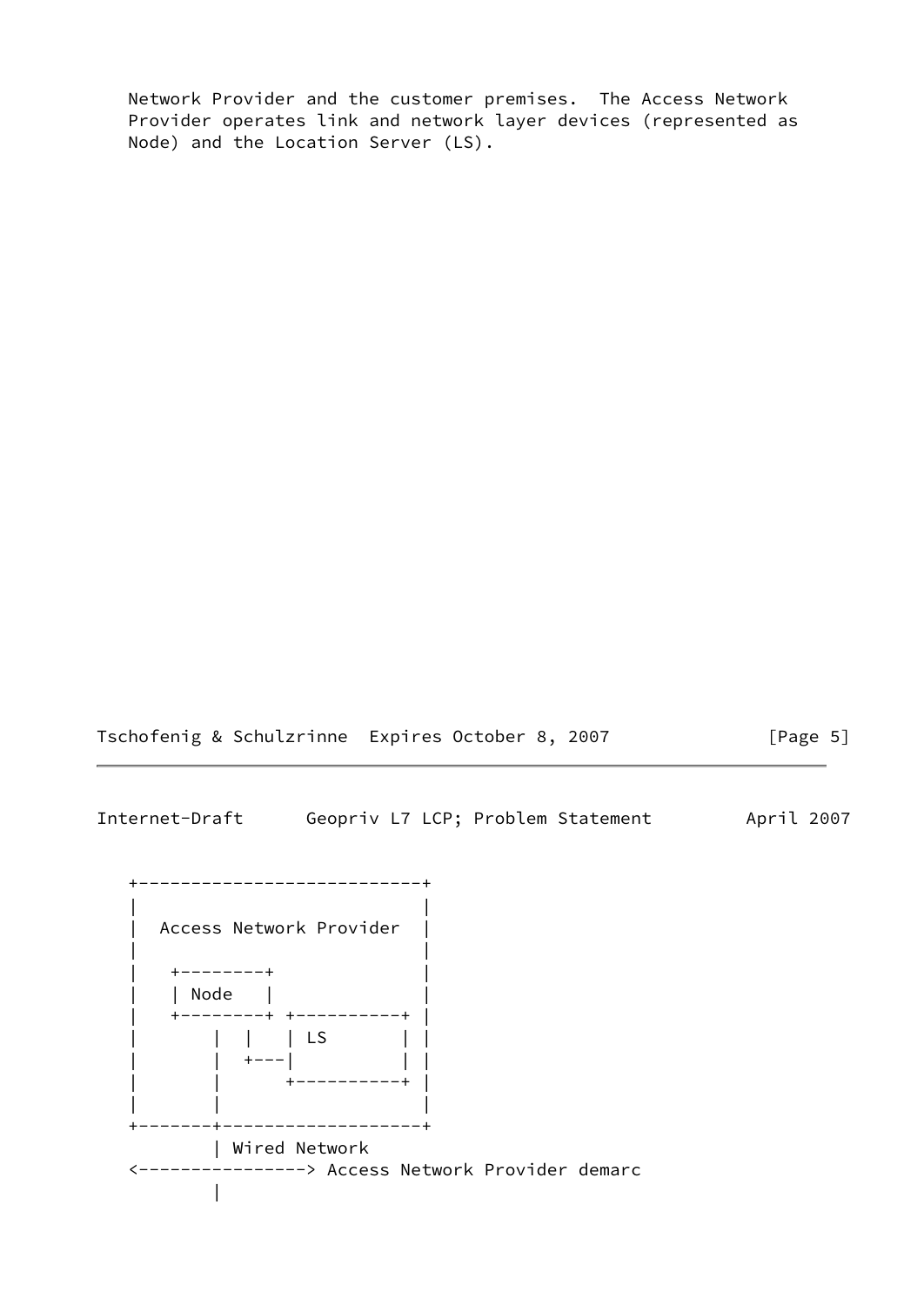Network Provider and the customer premises. The Access Network Provider operates link and network layer devices (represented as Node) and the Location Server (LS).

```
+---------------------------+
|                           |
|  Access Network Provider  |
|                           |
|   +--------+              |
|   | Node   |              |
|   +--------+ +----------+ |
|       |  |   | LS       | |
|       |  +---|          | |
|       |      +----------+ |
|       |                   |
+-------+-------------------+
        | Wired Network
<----------------> Access Network Provider demarc
        |
```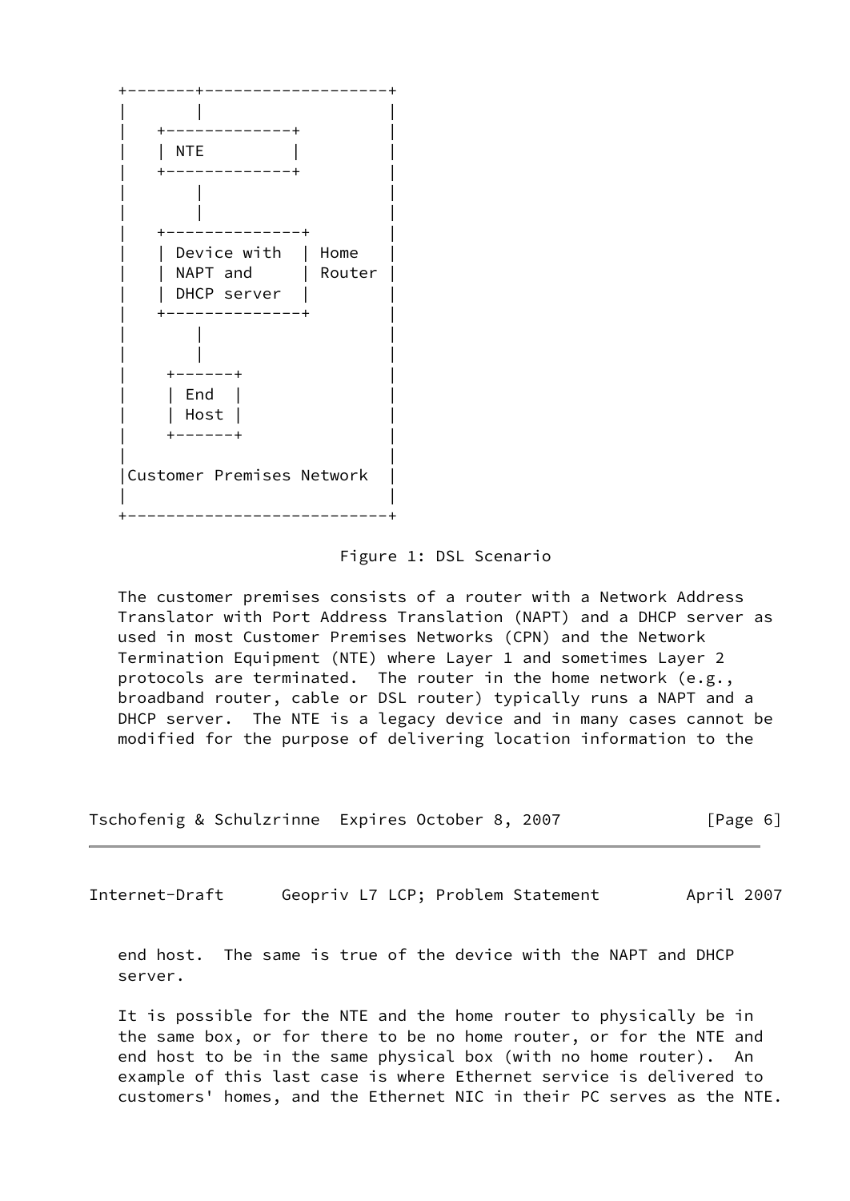```
   +-------+-------------------+
   |       |                   |
   |   +-------------+         |
   |   | NTE         |         |
   |   +-------------+         |
   |       |                   |
   |       |                   |
   |   +--------------+        |
   |   | Device with  | Home   |
   |   | NAPT and     | Router |
   |   | DHCP server  |        |
   |   +--------------+        |
   |       |                   |
   |       |                   |
   |    +------+               |
   |    | End  |               |
   |    | Host |               |
   |    +------+               |
   |                           |
   |Customer Premises Network  |
   |                           |
   +---------------------------+
```

Figure 1: DSL Scenario

The customer premises consists of a router with a Network Address Translator with Port Address Translation (NAPT) and a DHCP server as used in most Customer Premises Networks (CPN) and the Network Termination Equipment (NTE) where Layer 1 and sometimes Layer 2 protocols are terminated. The router in the home network (e.g., broadband router, cable or DSL router) typically runs a NAPT and a DHCP server. The NTE is a legacy device and in many cases cannot be modified for the purpose of delivering location information to the end host. The same is true of the device with the NAPT and DHCP server.

It is possible for the NTE and the home router to physically be in the same box, or for there to be no home router, or for the NTE and end host to be in the same physical box (with no home router). An example of this last case is where Ethernet service is delivered to customers' homes, and the Ethernet NIC in their PC serves as the NTE.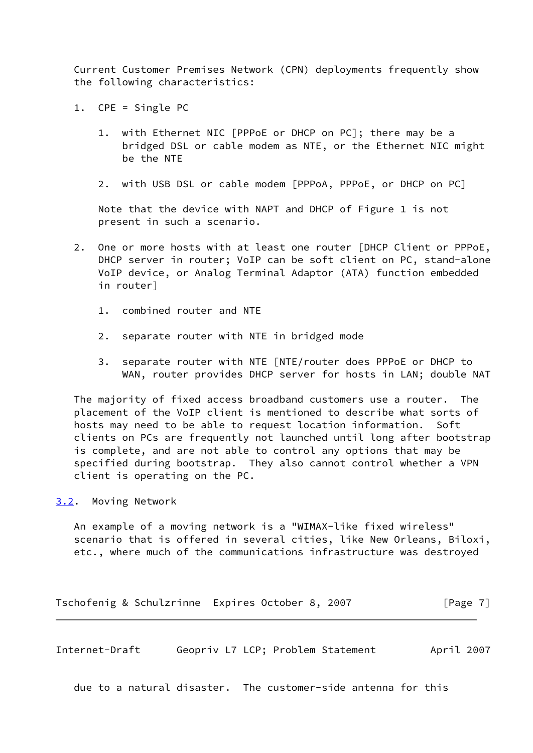Current Customer Premises Network (CPN) deployments frequently show the following characteristics:

1. CPE = Single PC

   1. with Ethernet NIC [PPPoE or DHCP on PC]; there may be a bridged DSL or cable modem as NTE, or the Ethernet NIC might be the NTE

   2. with USB DSL or cable modem [PPPoA, PPPoE, or DHCP on PC]

   Note that the device with NAPT and DHCP of Figure 1 is not present in such a scenario.

2. One or more hosts with at least one router [DHCP Client or PPPoE, DHCP server in router; VoIP can be soft client on PC, stand-alone VoIP device, or Analog Terminal Adaptor (ATA) function embedded in router]

   1. combined router and NTE

   2. separate router with NTE in bridged mode

   3. separate router with NTE [NTE/router does PPPoE or DHCP to WAN, router provides DHCP server for hosts in LAN; double NAT

The majority of fixed access broadband customers use a router. The placement of the VoIP client is mentioned to describe what sorts of hosts may need to be able to request location information. Soft clients on PCs are frequently not launched until long after bootstrap is complete, and are not able to control any options that may be specified during bootstrap. They also cannot control whether a VPN client is operating on the PC.

## 3.2. Moving Network

An example of a moving network is a "WIMAX-like fixed wireless" scenario that is offered in several cities, like New Orleans, Biloxi, etc., where much of the communications infrastructure was destroyed due to a natural disaster. The customer-side antenna for this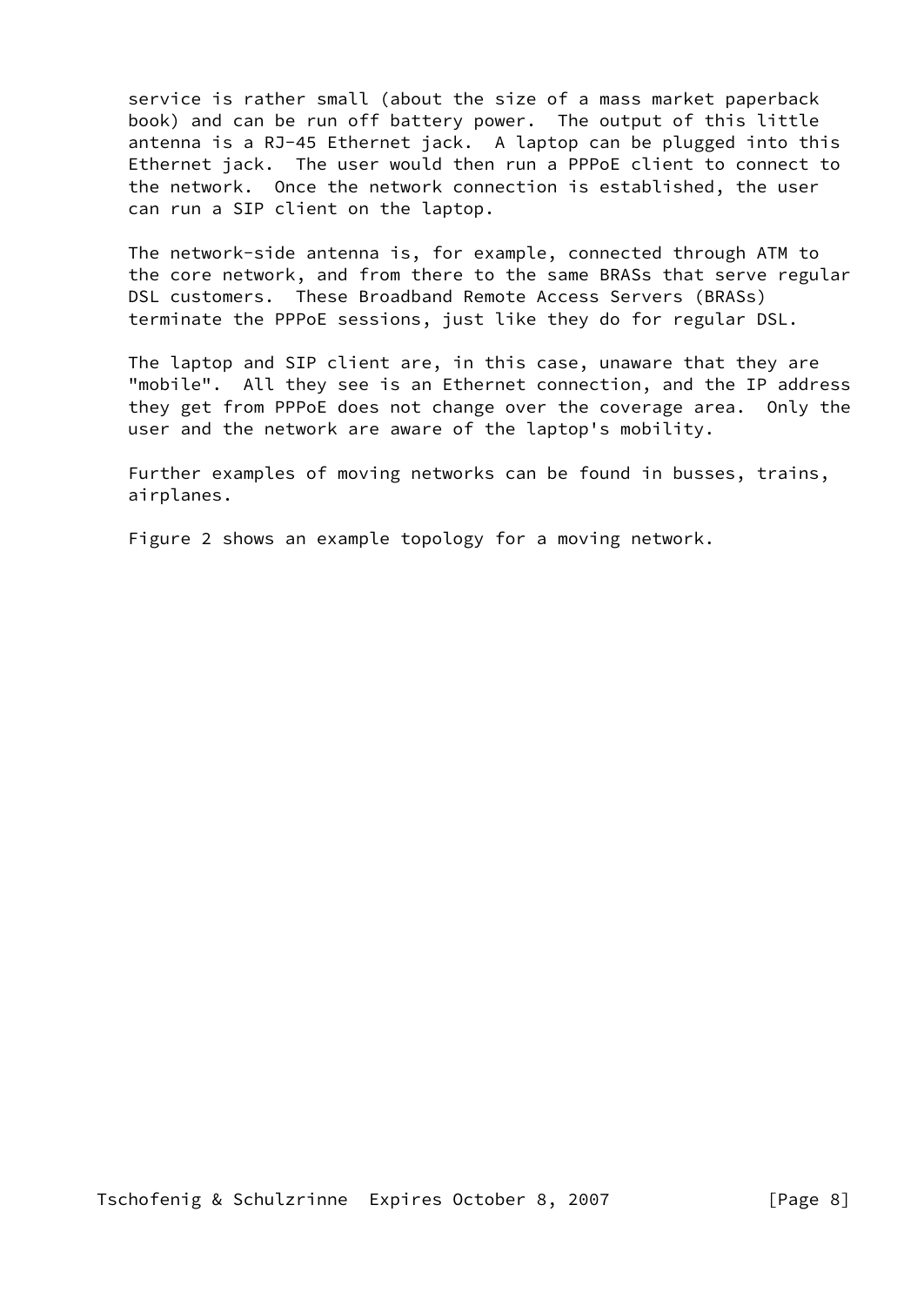service is rather small (about the size of a mass market paperback book) and can be run off battery power. The output of this little antenna is a RJ-45 Ethernet jack. A laptop can be plugged into this Ethernet jack. The user would then run a PPPoE client to connect to the network. Once the network connection is established, the user can run a SIP client on the laptop.

The network-side antenna is, for example, connected through ATM to the core network, and from there to the same BRASs that serve regular DSL customers. These Broadband Remote Access Servers (BRASs) terminate the PPPoE sessions, just like they do for regular DSL.

The laptop and SIP client are, in this case, unaware that they are "mobile". All they see is an Ethernet connection, and the IP address they get from PPPoE does not change over the coverage area. Only the user and the network are aware of the laptop's mobility.

Further examples of moving networks can be found in busses, trains, airplanes.

Figure 2 shows an example topology for a moving network.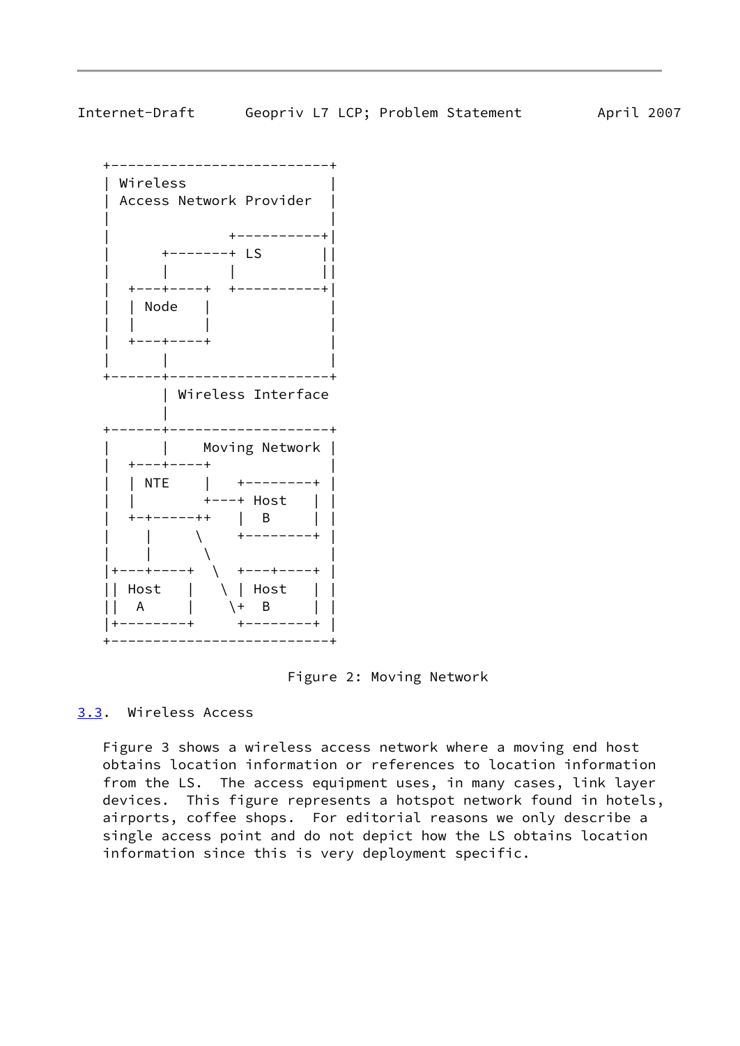```
   +--------------------------+
   | Wireless                 |
   | Access Network Provider  |
   |                          |
   |               +----------+|
   |      +--------+ LS       ||
   |      |        |          ||
   |   +--+-----+  +----------+|
   |   | Node   |              |
   |   |        |              |
   |   +--+-----+              |
   |      |                    |
   +------+-------------------+
          | Wireless Interface
          |
   +------+-------------------+
   |      |    Moving Network |
   |   +--+-----+             |
   |   | NTE    |   +--------+ |
   |   |        +---+ Host    | |
   |   +-+------++   |  B      | |
   |     |      \    +--------+ |
   |     |       \              |
   |+---+-----+   \   +---+-----+ |
   || Host    |    \ | Host    | |
   ||  A      |     \+  B      | |
   |+---------+      +---------+ |
   +--------------------------+
```

Figure 2: Moving Network

### 3.3. Wireless Access

Figure 3 shows a wireless access network where a moving end host obtains location information or references to location information from the LS. The access equipment uses, in many cases, link layer devices. This figure represents a hotspot network found in hotels, airports, coffee shops. For editorial reasons we only describe a single access point and do not depict how the LS obtains location information since this is very deployment specific.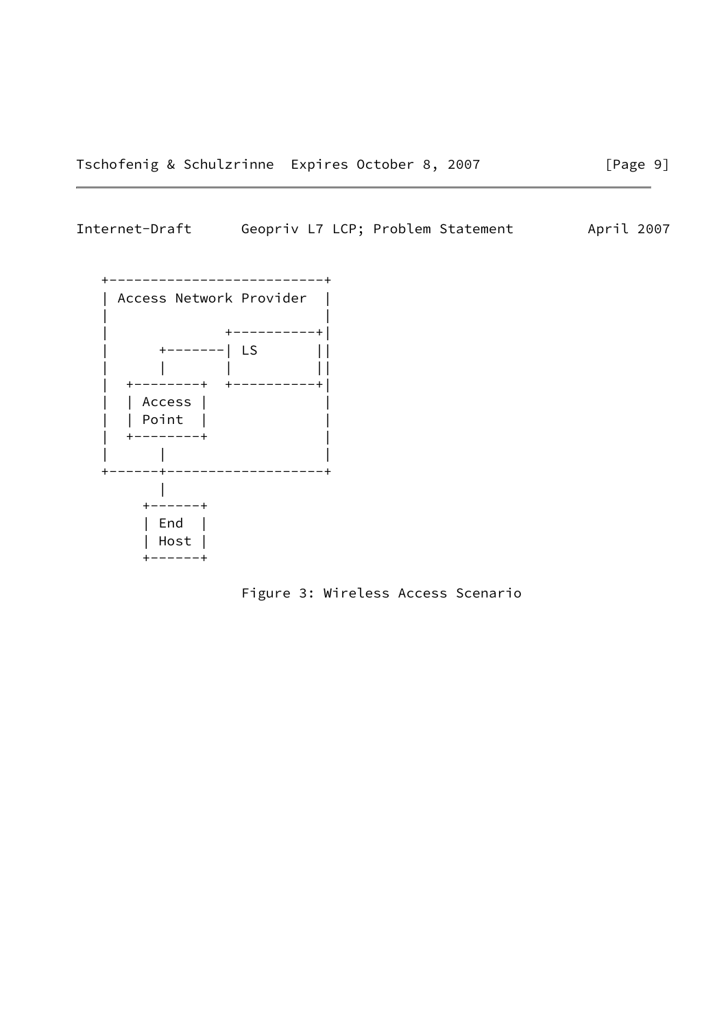```
   +--------------------------+
   | Access Network Provider  |
   |                          |
   |             +----------+|
   |      +-------| LS       ||
   |      |       |          ||
   |  +--------+  +----------+|
   |  | Access |              |
   |  | Point  |              |
   |  +--------+              |
   |      |                   |
   +------+-------------------+
          |
      +------+
      | End  |
      | Host |
      +------+
```

Figure 3: Wireless Access Scenario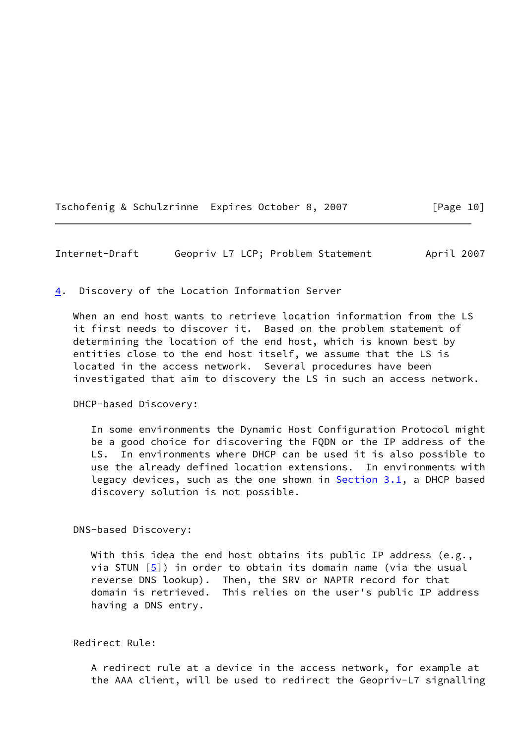## 4. Discovery of the Location Information Server

When an end host wants to retrieve location information from the LS it first needs to discover it. Based on the problem statement of determining the location of the end host, which is known best by entities close to the end host itself, we assume that the LS is located in the access network. Several procedures have been investigated that aim to discovery the LS in such an access network.

DHCP-based Discovery:

In some environments the Dynamic Host Configuration Protocol might be a good choice for discovering the FQDN or the IP address of the LS. In environments where DHCP can be used it is also possible to use the already defined location extensions. In environments with legacy devices, such as the one shown in Section 3.1, a DHCP based discovery solution is not possible.

DNS-based Discovery:

With this idea the end host obtains its public IP address (e.g., via STUN [5]) in order to obtain its domain name (via the usual reverse DNS lookup). Then, the SRV or NAPTR record for that domain is retrieved. This relies on the user's public IP address having a DNS entry.

Redirect Rule:

A redirect rule at a device in the access network, for example at the AAA client, will be used to redirect the Geopriv-L7 signalling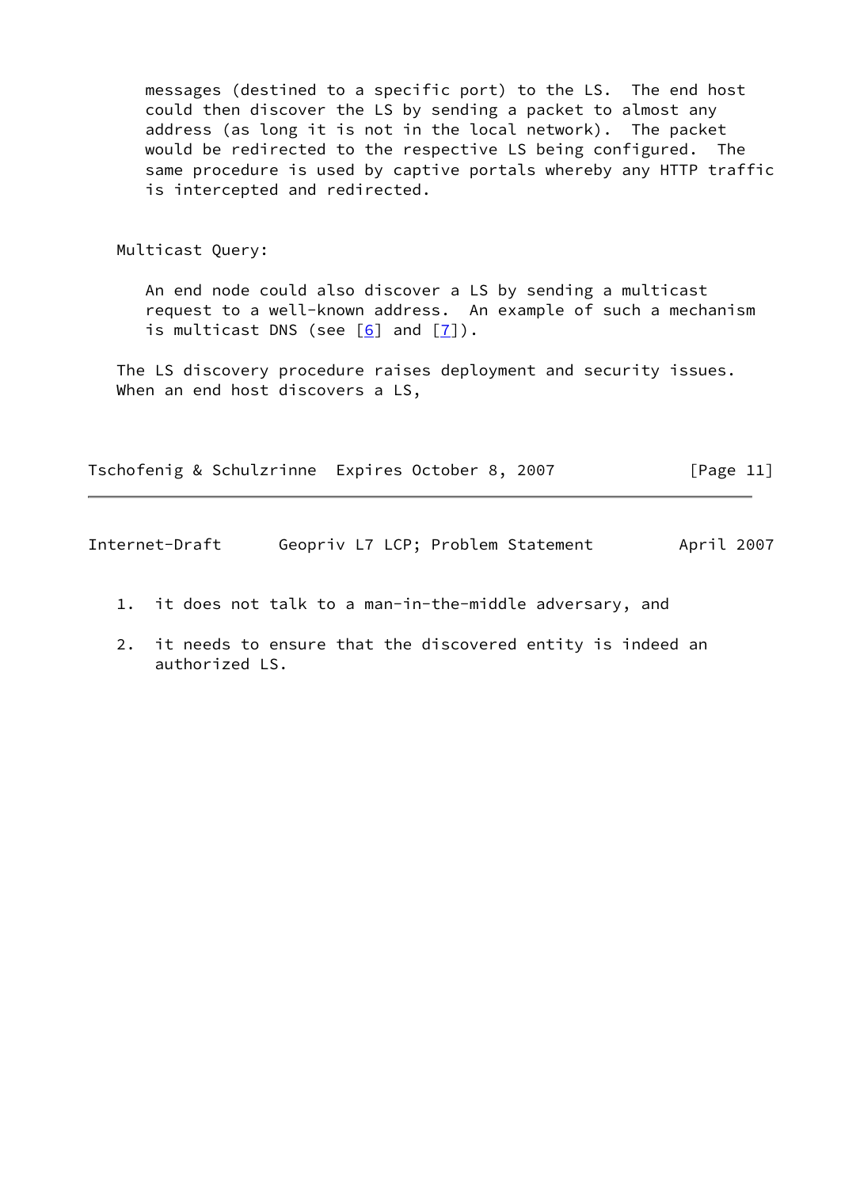messages (destined to a specific port) to the LS. The end host could then discover the LS by sending a packet to almost any address (as long it is not in the local network). The packet would be redirected to the respective LS being configured. The same procedure is used by captive portals whereby any HTTP traffic is intercepted and redirected.

Multicast Query:

An end node could also discover a LS by sending a multicast request to a well-known address. An example of such a mechanism is multicast DNS (see [6] and [7]).

The LS discovery procedure raises deployment and security issues. When an end host discovers a LS,

1. it does not talk to a man-in-the-middle adversary, and
2. it needs to ensure that the discovered entity is indeed an authorized LS.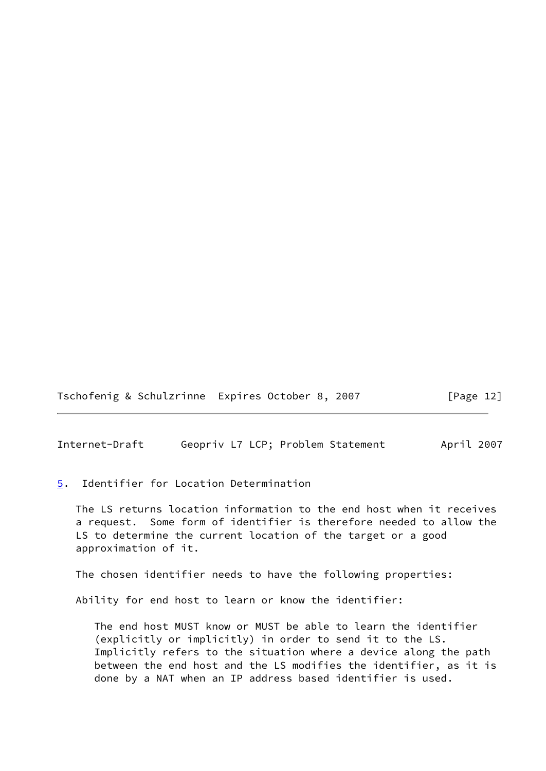## 5. Identifier for Location Determination

The LS returns location information to the end host when it receives a request. Some form of identifier is therefore needed to allow the LS to determine the current location of the target or a good approximation of it.

The chosen identifier needs to have the following properties:

Ability for end host to learn or know the identifier:

The end host MUST know or MUST be able to learn the identifier (explicitly or implicitly) in order to send it to the LS. Implicitly refers to the situation where a device along the path between the end host and the LS modifies the identifier, as it is done by a NAT when an IP address based identifier is used.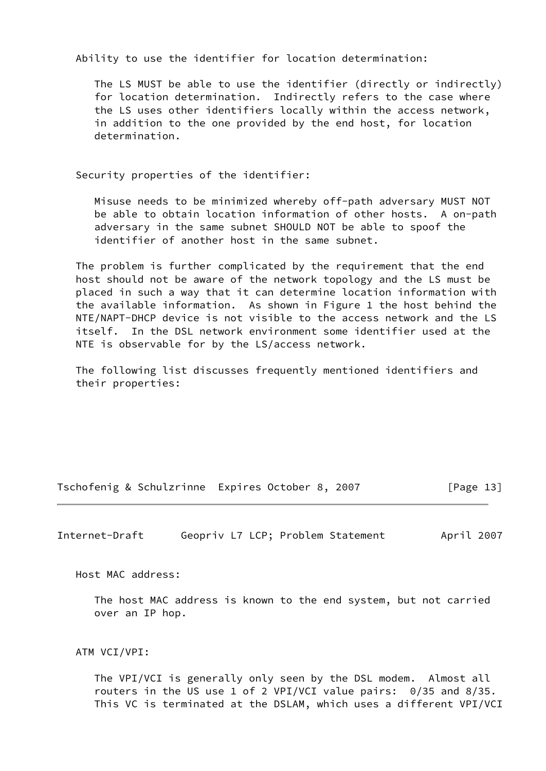Ability to use the identifier for location determination:

The LS MUST be able to use the identifier (directly or indirectly) for location determination. Indirectly refers to the case where the LS uses other identifiers locally within the access network, in addition to the one provided by the end host, for location determination.

Security properties of the identifier:

Misuse needs to be minimized whereby off-path adversary MUST NOT be able to obtain location information of other hosts. A on-path adversary in the same subnet SHOULD NOT be able to spoof the identifier of another host in the same subnet.

The problem is further complicated by the requirement that the end host should not be aware of the network topology and the LS must be placed in such a way that it can determine location information with the available information. As shown in Figure 1 the host behind the NTE/NAPT-DHCP device is not visible to the access network and the LS itself. In the DSL network environment some identifier used at the NTE is observable for by the LS/access network.

The following list discusses frequently mentioned identifiers and their properties:

Host MAC address:

The host MAC address is known to the end system, but not carried over an IP hop.

ATM VCI/VPI:

The VPI/VCI is generally only seen by the DSL modem. Almost all routers in the US use 1 of 2 VPI/VCI value pairs: 0/35 and 8/35. This VC is terminated at the DSLAM, which uses a different VPI/VCI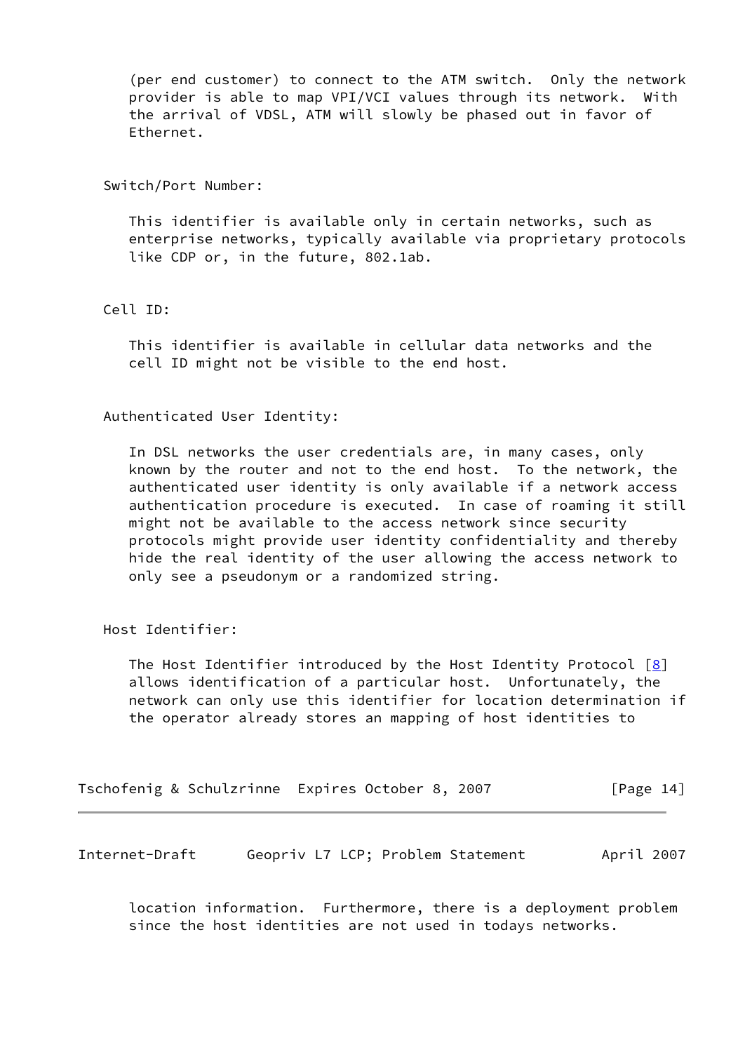(per end customer) to connect to the ATM switch. Only the network provider is able to map VPI/VCI values through its network. With the arrival of VDSL, ATM will slowly be phased out in favor of Ethernet.

Switch/Port Number:

This identifier is available only in certain networks, such as enterprise networks, typically available via proprietary protocols like CDP or, in the future, 802.1ab.

Cell ID:

This identifier is available in cellular data networks and the cell ID might not be visible to the end host.

Authenticated User Identity:

In DSL networks the user credentials are, in many cases, only known by the router and not to the end host. To the network, the authenticated user identity is only available if a network access authentication procedure is executed. In case of roaming it still might not be available to the access network since security protocols might provide user identity confidentiality and thereby hide the real identity of the user allowing the access network to only see a pseudonym or a randomized string.

Host Identifier:

The Host Identifier introduced by the Host Identity Protocol [8] allows identification of a particular host. Unfortunately, the network can only use this identifier for location determination if the operator already stores an mapping of host identities to location information. Furthermore, there is a deployment problem since the host identities are not used in todays networks.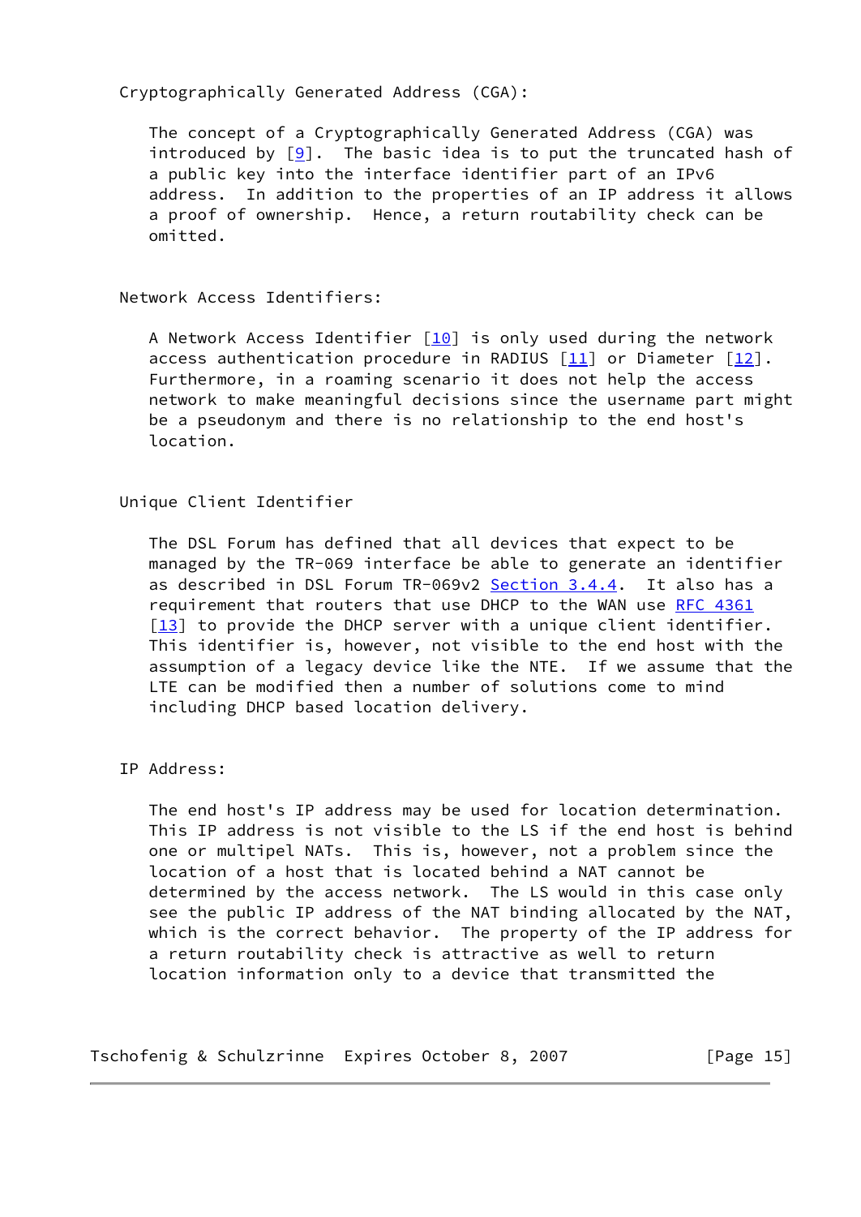Cryptographically Generated Address (CGA):

The concept of a Cryptographically Generated Address (CGA) was introduced by [9]. The basic idea is to put the truncated hash of a public key into the interface identifier part of an IPv6 address. In addition to the properties of an IP address it allows a proof of ownership. Hence, a return routability check can be omitted.

Network Access Identifiers:

A Network Access Identifier [10] is only used during the network access authentication procedure in RADIUS [11] or Diameter [12]. Furthermore, in a roaming scenario it does not help the access network to make meaningful decisions since the username part might be a pseudonym and there is no relationship to the end host's location.

Unique Client Identifier

The DSL Forum has defined that all devices that expect to be managed by the TR-069 interface be able to generate an identifier as described in DSL Forum TR-069v2 Section 3.4.4. It also has a requirement that routers that use DHCP to the WAN use RFC 4361 [13] to provide the DHCP server with a unique client identifier. This identifier is, however, not visible to the end host with the assumption of a legacy device like the NTE. If we assume that the LTE can be modified then a number of solutions come to mind including DHCP based location delivery.

IP Address:

The end host's IP address may be used for location determination. This IP address is not visible to the LS if the end host is behind one or multipel NATs. This is, however, not a problem since the location of a host that is located behind a NAT cannot be determined by the access network. The LS would in this case only see the public IP address of the NAT binding allocated by the NAT, which is the correct behavior. The property of the IP address for a return routability check is attractive as well to return location information only to a device that transmitted the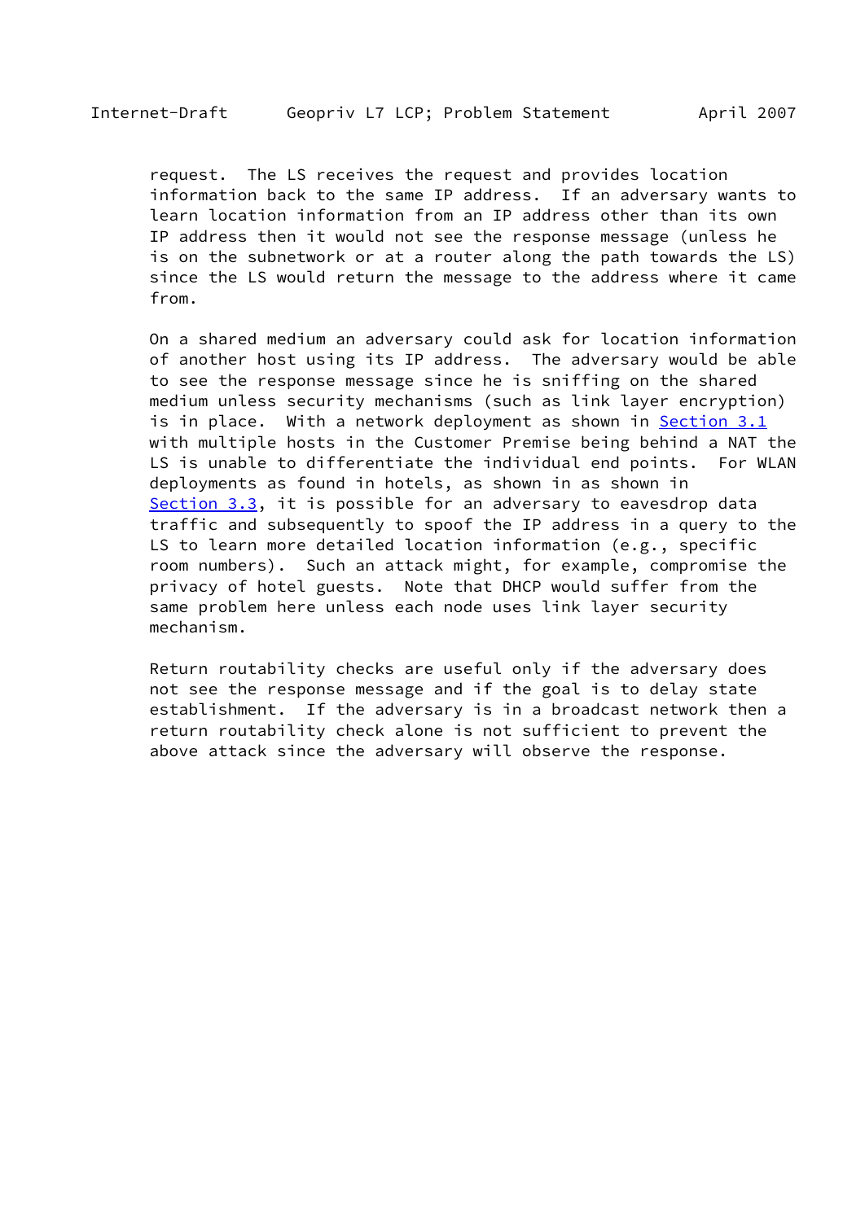request. The LS receives the request and provides location information back to the same IP address. If an adversary wants to learn location information from an IP address other than its own IP address then it would not see the response message (unless he is on the subnetwork or at a router along the path towards the LS) since the LS would return the message to the address where it came from.

On a shared medium an adversary could ask for location information of another host using its IP address. The adversary would be able to see the response message since he is sniffing on the shared medium unless security mechanisms (such as link layer encryption) is in place. With a network deployment as shown in Section 3.1 with multiple hosts in the Customer Premise being behind a NAT the LS is unable to differentiate the individual end points. For WLAN deployments as found in hotels, as shown in as shown in Section 3.3, it is possible for an adversary to eavesdrop data traffic and subsequently to spoof the IP address in a query to the LS to learn more detailed location information (e.g., specific room numbers). Such an attack might, for example, compromise the privacy of hotel guests. Note that DHCP would suffer from the same problem here unless each node uses link layer security mechanism.

Return routability checks are useful only if the adversary does not see the response message and if the goal is to delay state establishment. If the adversary is in a broadcast network then a return routability check alone is not sufficient to prevent the above attack since the adversary will observe the response.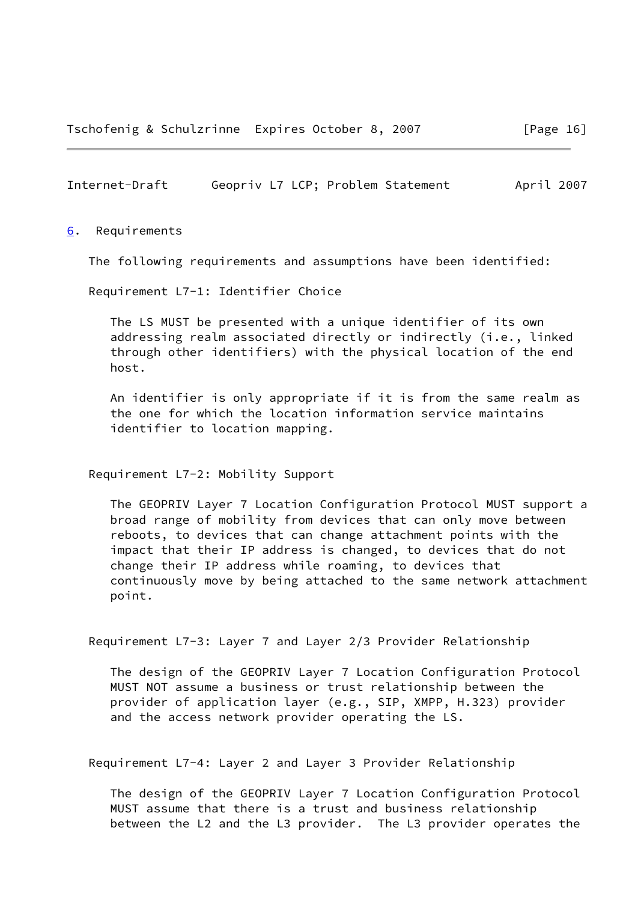## 6. Requirements

The following requirements and assumptions have been identified:

Requirement L7-1: Identifier Choice

The LS MUST be presented with a unique identifier of its own addressing realm associated directly or indirectly (i.e., linked through other identifiers) with the physical location of the end host.

An identifier is only appropriate if it is from the same realm as the one for which the location information service maintains identifier to location mapping.

Requirement L7-2: Mobility Support

The GEOPRIV Layer 7 Location Configuration Protocol MUST support a broad range of mobility from devices that can only move between reboots, to devices that can change attachment points with the impact that their IP address is changed, to devices that do not change their IP address while roaming, to devices that continuously move by being attached to the same network attachment point.

Requirement L7-3: Layer 7 and Layer 2/3 Provider Relationship

The design of the GEOPRIV Layer 7 Location Configuration Protocol MUST NOT assume a business or trust relationship between the provider of application layer (e.g., SIP, XMPP, H.323) provider and the access network provider operating the LS.

Requirement L7-4: Layer 2 and Layer 3 Provider Relationship

The design of the GEOPRIV Layer 7 Location Configuration Protocol MUST assume that there is a trust and business relationship between the L2 and the L3 provider. The L3 provider operates the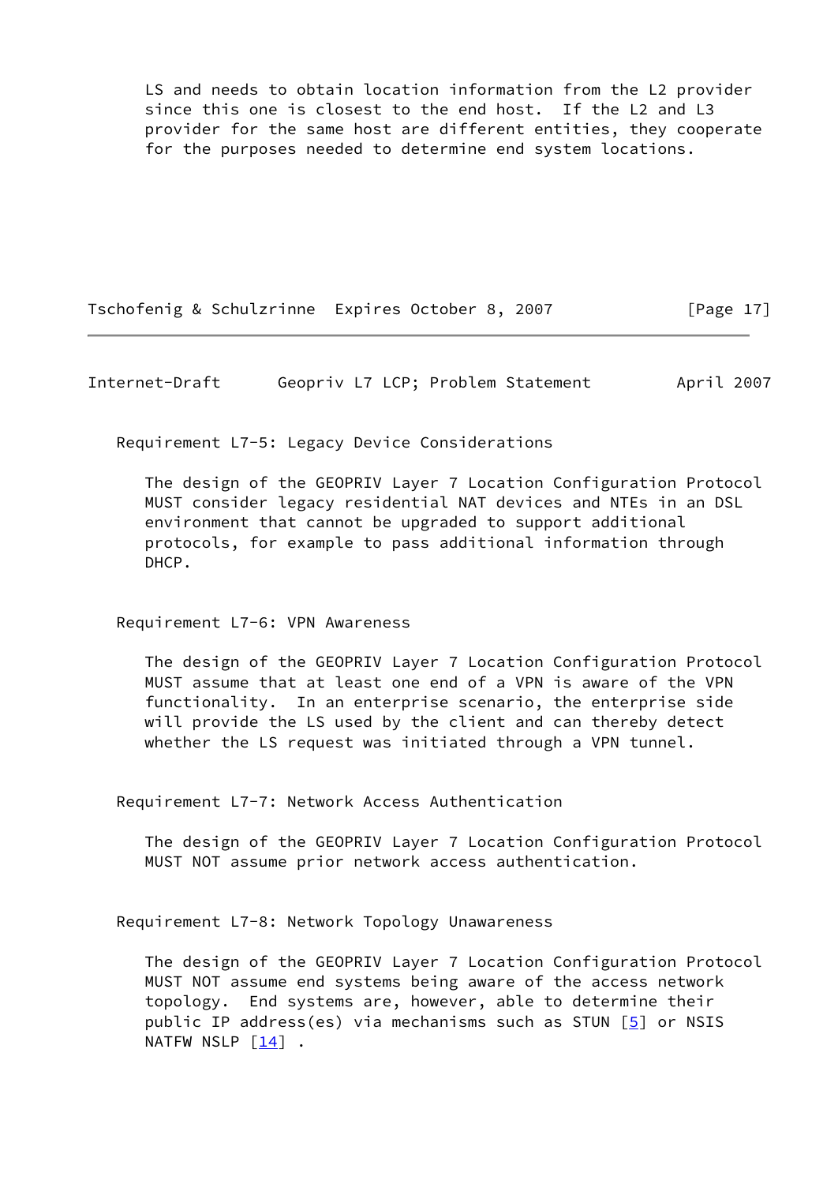LS and needs to obtain location information from the L2 provider since this one is closest to the end host. If the L2 and L3 provider for the same host are different entities, they cooperate for the purposes needed to determine end system locations.

Requirement L7-5: Legacy Device Considerations

The design of the GEOPRIV Layer 7 Location Configuration Protocol MUST consider legacy residential NAT devices and NTEs in an DSL environment that cannot be upgraded to support additional protocols, for example to pass additional information through DHCP.

Requirement L7-6: VPN Awareness

The design of the GEOPRIV Layer 7 Location Configuration Protocol MUST assume that at least one end of a VPN is aware of the VPN functionality. In an enterprise scenario, the enterprise side will provide the LS used by the client and can thereby detect whether the LS request was initiated through a VPN tunnel.

Requirement L7-7: Network Access Authentication

The design of the GEOPRIV Layer 7 Location Configuration Protocol MUST NOT assume prior network access authentication.

Requirement L7-8: Network Topology Unawareness

The design of the GEOPRIV Layer 7 Location Configuration Protocol MUST NOT assume end systems being aware of the access network topology. End systems are, however, able to determine their public IP address(es) via mechanisms such as STUN [5] or NSIS NATFW NSLP [14] .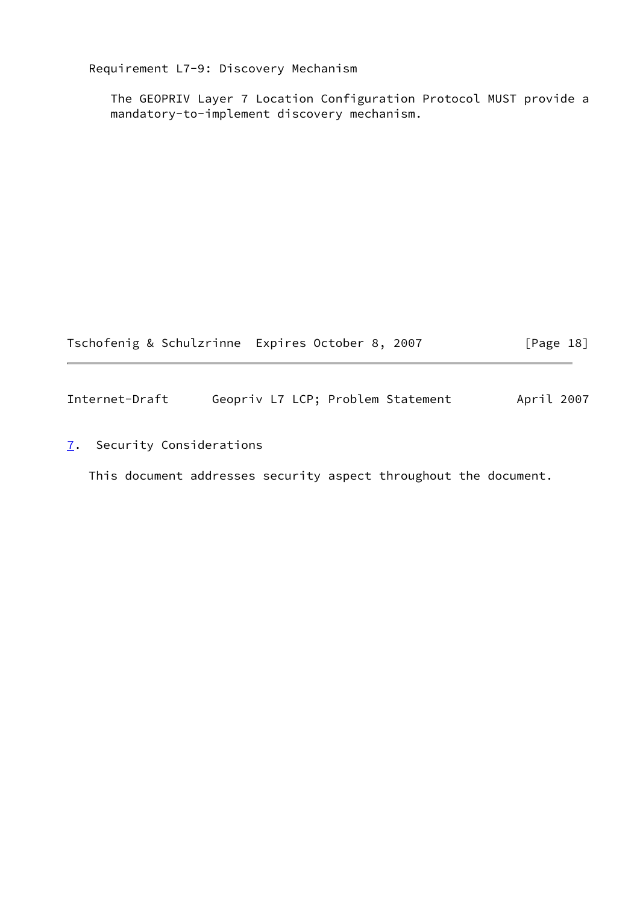Requirement L7-9: Discovery Mechanism

The GEOPRIV Layer 7 Location Configuration Protocol MUST provide a mandatory-to-implement discovery mechanism.

## 7. Security Considerations

This document addresses security aspect throughout the document.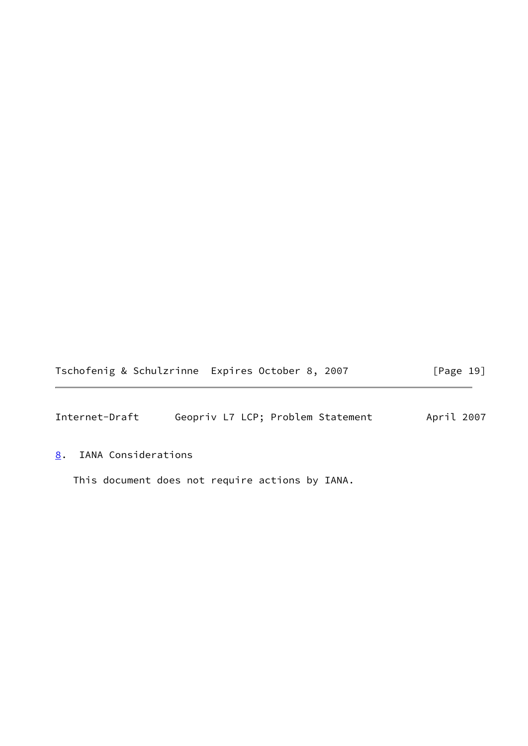## 8. IANA Considerations

This document does not require actions by IANA.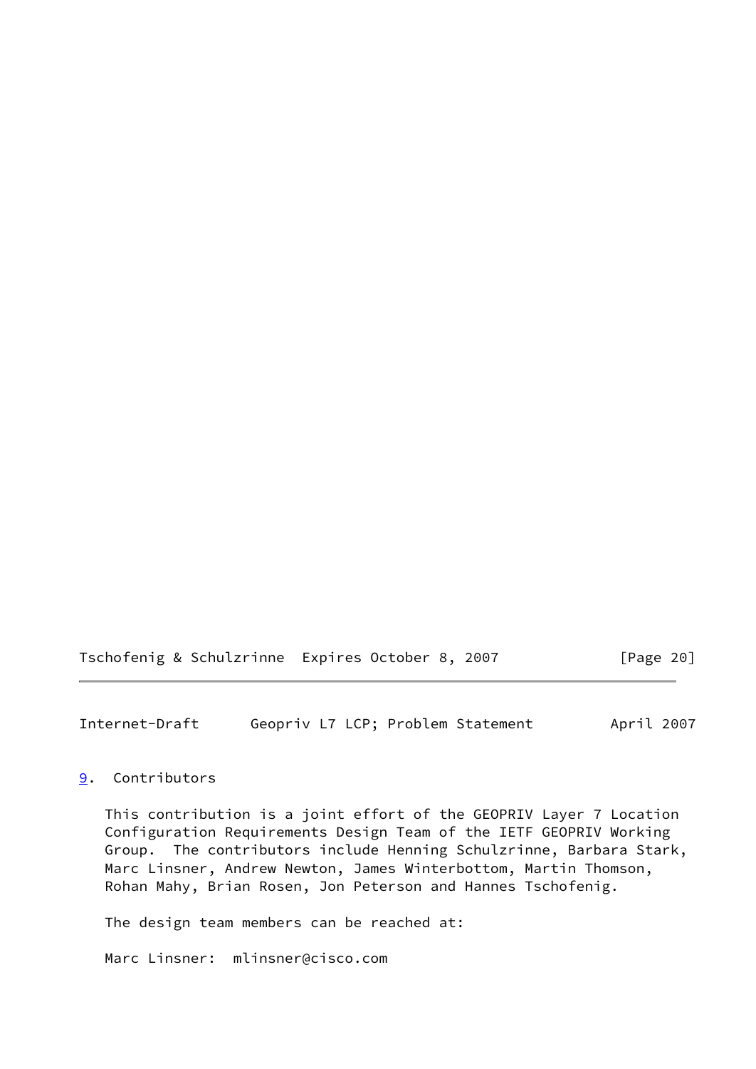## 9. Contributors

This contribution is a joint effort of the GEOPRIV Layer 7 Location Configuration Requirements Design Team of the IETF GEOPRIV Working Group. The contributors include Henning Schulzrinne, Barbara Stark, Marc Linsner, Andrew Newton, James Winterbottom, Martin Thomson, Rohan Mahy, Brian Rosen, Jon Peterson and Hannes Tschofenig.

The design team members can be reached at:

Marc Linsner: mlinsner@cisco.com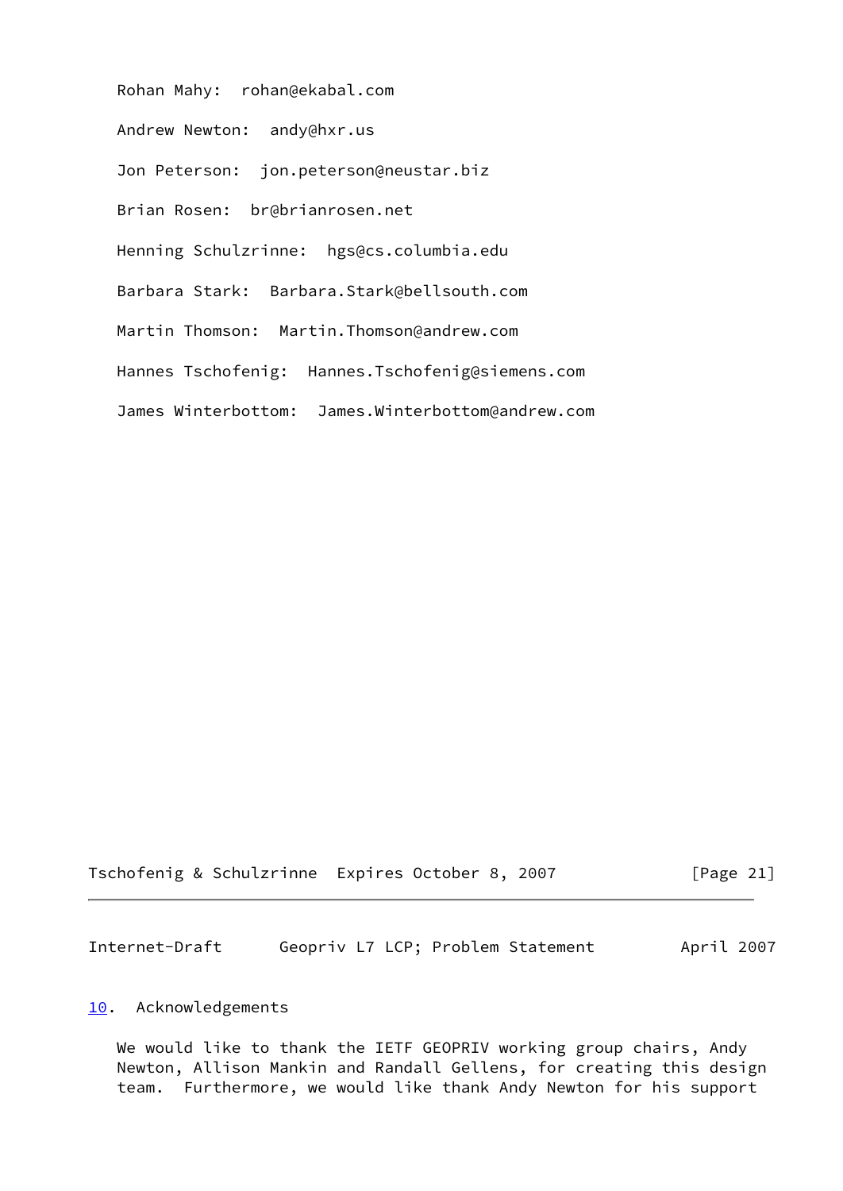Rohan Mahy: rohan@ekabal.com

Andrew Newton: andy@hxr.us

Jon Peterson: jon.peterson@neustar.biz

Brian Rosen: br@brianrosen.net

Henning Schulzrinne: hgs@cs.columbia.edu

Barbara Stark: Barbara.Stark@bellsouth.com

Martin Thomson: Martin.Thomson@andrew.com

Hannes Tschofenig: Hannes.Tschofenig@siemens.com

James Winterbottom: James.Winterbottom@andrew.com

## 10. Acknowledgements

We would like to thank the IETF GEOPRIV working group chairs, Andy Newton, Allison Mankin and Randall Gellens, for creating this design team. Furthermore, we would like thank Andy Newton for his support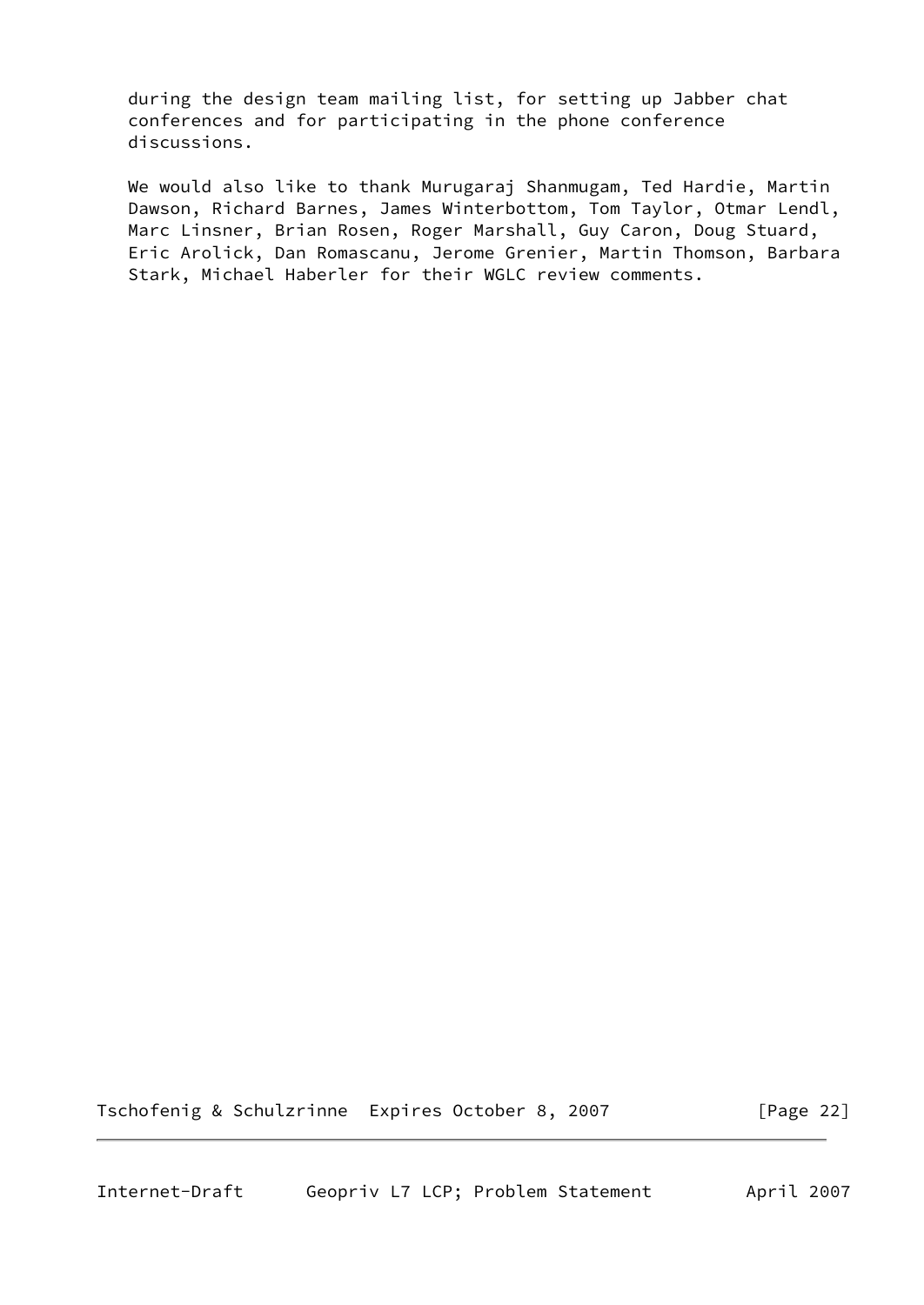during the design team mailing list, for setting up Jabber chat conferences and for participating in the phone conference discussions.

We would also like to thank Murugaraj Shanmugam, Ted Hardie, Martin Dawson, Richard Barnes, James Winterbottom, Tom Taylor, Otmar Lendl, Marc Linsner, Brian Rosen, Roger Marshall, Guy Caron, Doug Stuard, Eric Arolick, Dan Romascanu, Jerome Grenier, Martin Thomson, Barbara Stark, Michael Haberler for their WGLC review comments.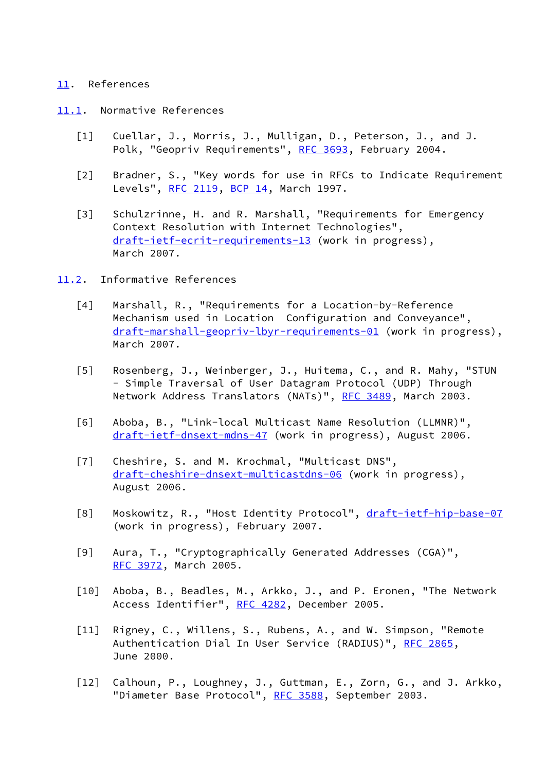## 11. References

### 11.1. Normative References

[1] Cuellar, J., Morris, J., Mulligan, D., Peterson, J., and J. Polk, "Geopriv Requirements", RFC 3693, February 2004.

[2] Bradner, S., "Key words for use in RFCs to Indicate Requirement Levels", RFC 2119, BCP 14, March 1997.

[3] Schulzrinne, H. and R. Marshall, "Requirements for Emergency Context Resolution with Internet Technologies", draft-ietf-ecrit-requirements-13 (work in progress), March 2007.

### 11.2. Informative References

[4] Marshall, R., "Requirements for a Location-by-Reference Mechanism used in Location Configuration and Conveyance", draft-marshall-geopriv-lbyr-requirements-01 (work in progress), March 2007.

[5] Rosenberg, J., Weinberger, J., Huitema, C., and R. Mahy, "STUN - Simple Traversal of User Datagram Protocol (UDP) Through Network Address Translators (NATs)", RFC 3489, March 2003.

[6] Aboba, B., "Link-local Multicast Name Resolution (LLMNR)", draft-ietf-dnsext-mdns-47 (work in progress), August 2006.

[7] Cheshire, S. and M. Krochmal, "Multicast DNS", draft-cheshire-dnsext-multicastdns-06 (work in progress), August 2006.

[8] Moskowitz, R., "Host Identity Protocol", draft-ietf-hip-base-07 (work in progress), February 2007.

[9] Aura, T., "Cryptographically Generated Addresses (CGA)", RFC 3972, March 2005.

[10] Aboba, B., Beadles, M., Arkko, J., and P. Eronen, "The Network Access Identifier", RFC 4282, December 2005.

[11] Rigney, C., Willens, S., Rubens, A., and W. Simpson, "Remote Authentication Dial In User Service (RADIUS)", RFC 2865, June 2000.

[12] Calhoun, P., Loughney, J., Guttman, E., Zorn, G., and J. Arkko, "Diameter Base Protocol", RFC 3588, September 2003.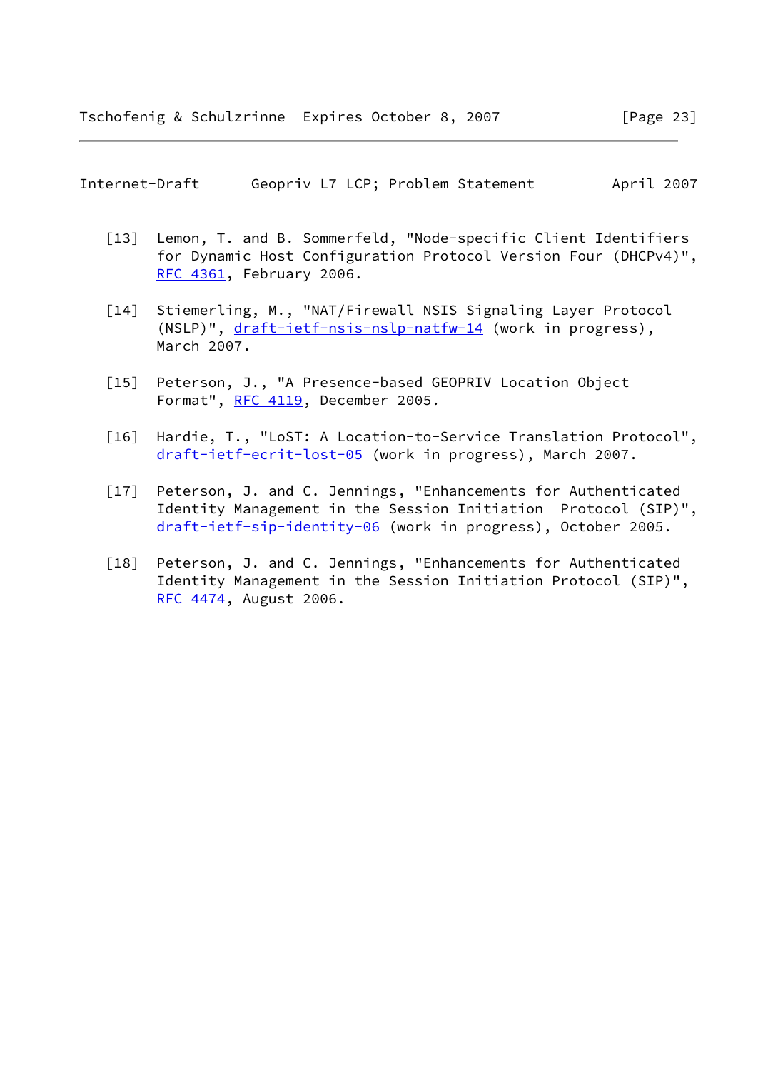[13] Lemon, T. and B. Sommerfeld, "Node-specific Client Identifiers for Dynamic Host Configuration Protocol Version Four (DHCPv4)", RFC 4361, February 2006.

[14] Stiemerling, M., "NAT/Firewall NSIS Signaling Layer Protocol (NSLP)", draft-ietf-nsis-nslp-natfw-14 (work in progress), March 2007.

[15] Peterson, J., "A Presence-based GEOPRIV Location Object Format", RFC 4119, December 2005.

[16] Hardie, T., "LoST: A Location-to-Service Translation Protocol", draft-ietf-ecrit-lost-05 (work in progress), March 2007.

[17] Peterson, J. and C. Jennings, "Enhancements for Authenticated Identity Management in the Session Initiation Protocol (SIP)", draft-ietf-sip-identity-06 (work in progress), October 2005.

[18] Peterson, J. and C. Jennings, "Enhancements for Authenticated Identity Management in the Session Initiation Protocol (SIP)", RFC 4474, August 2006.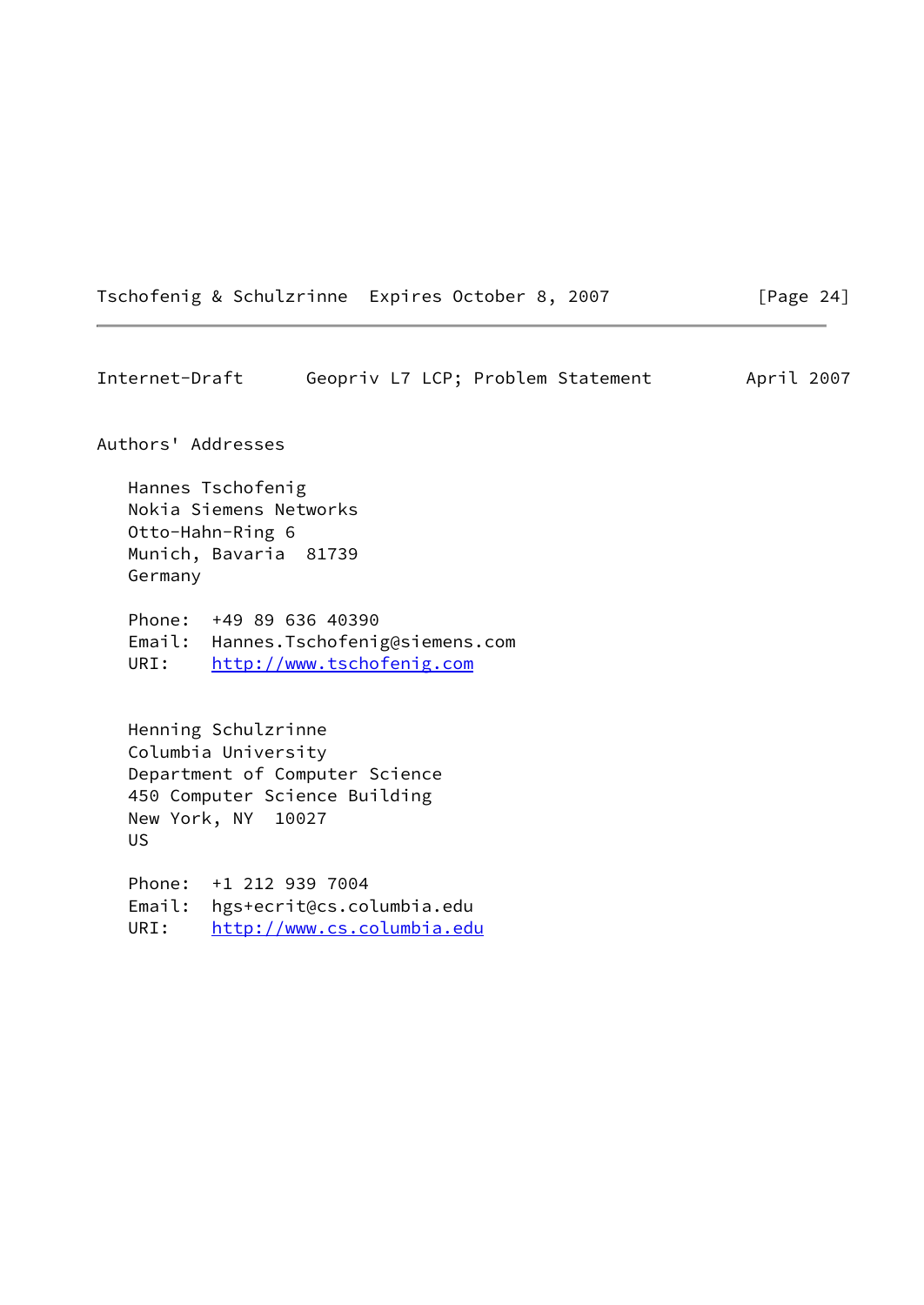## Authors' Addresses

Hannes Tschofenig
Nokia Siemens Networks
Otto-Hahn-Ring 6
Munich, Bavaria  81739
Germany

Phone:  +49 89 636 40390
Email:  Hannes.Tschofenig@siemens.com
URI:    http://www.tschofenig.com

Henning Schulzrinne
Columbia University
Department of Computer Science
450 Computer Science Building
New York, NY  10027
US

Phone:  +1 212 939 7004
Email:  hgs+ecrit@cs.columbia.edu
URI:    http://www.cs.columbia.edu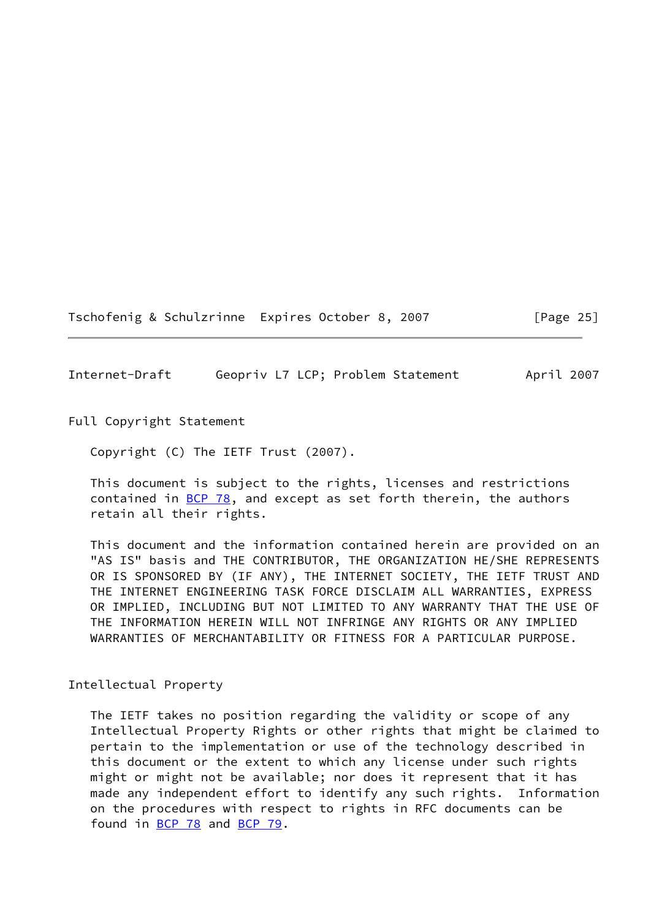## Full Copyright Statement

Copyright (C) The IETF Trust (2007).

This document is subject to the rights, licenses and restrictions contained in BCP 78, and except as set forth therein, the authors retain all their rights.

This document and the information contained herein are provided on an "AS IS" basis and THE CONTRIBUTOR, THE ORGANIZATION HE/SHE REPRESENTS OR IS SPONSORED BY (IF ANY), THE INTERNET SOCIETY, THE IETF TRUST AND THE INTERNET ENGINEERING TASK FORCE DISCLAIM ALL WARRANTIES, EXPRESS OR IMPLIED, INCLUDING BUT NOT LIMITED TO ANY WARRANTY THAT THE USE OF THE INFORMATION HEREIN WILL NOT INFRINGE ANY RIGHTS OR ANY IMPLIED WARRANTIES OF MERCHANTABILITY OR FITNESS FOR A PARTICULAR PURPOSE.

## Intellectual Property

The IETF takes no position regarding the validity or scope of any Intellectual Property Rights or other rights that might be claimed to pertain to the implementation or use of the technology described in this document or the extent to which any license under such rights might or might not be available; nor does it represent that it has made any independent effort to identify any such rights. Information on the procedures with respect to rights in RFC documents can be found in BCP 78 and BCP 79.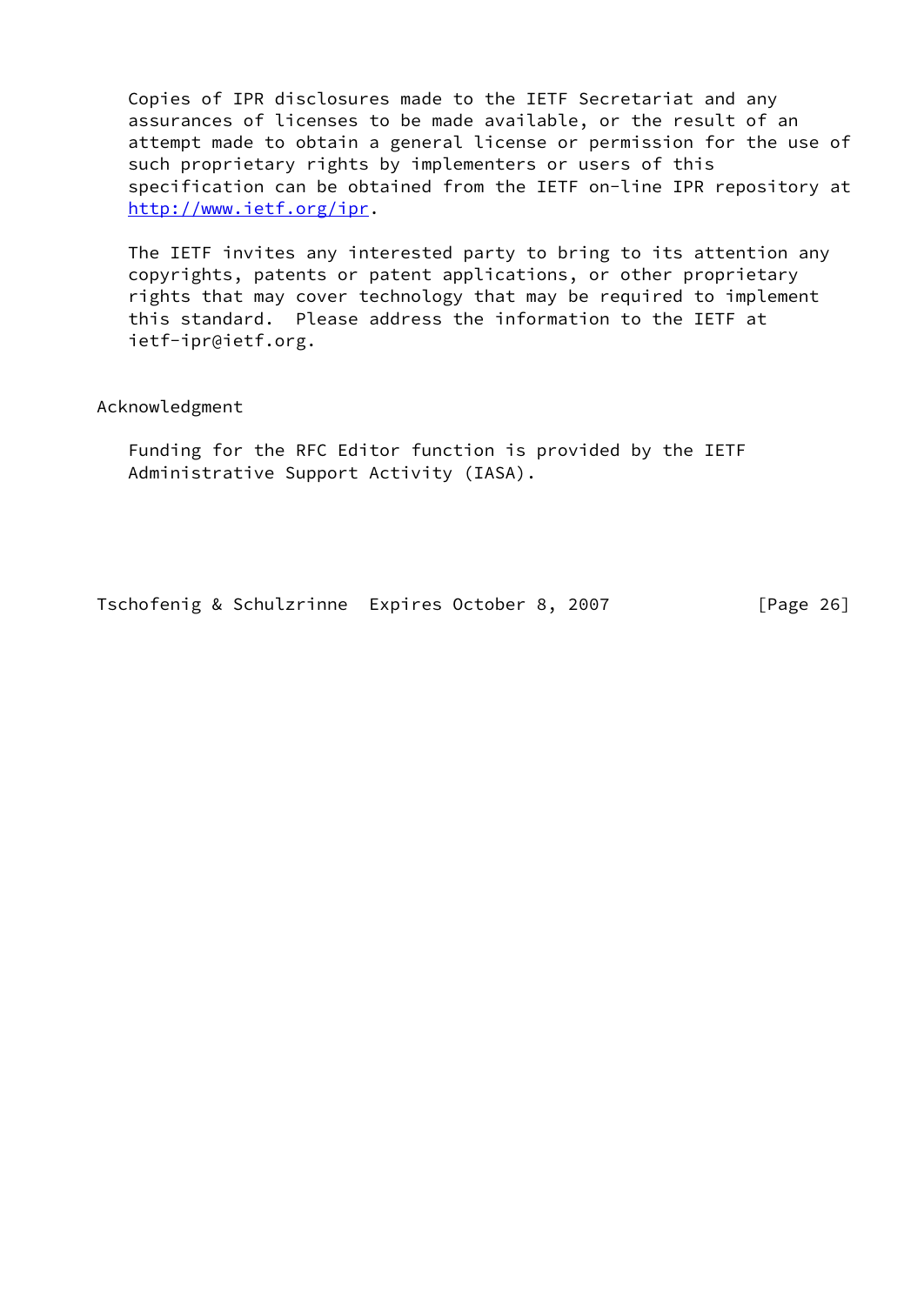Copies of IPR disclosures made to the IETF Secretariat and any assurances of licenses to be made available, or the result of an attempt made to obtain a general license or permission for the use of such proprietary rights by implementers or users of this specification can be obtained from the IETF on-line IPR repository at http://www.ietf.org/ipr.

The IETF invites any interested party to bring to its attention any copyrights, patents or patent applications, or other proprietary rights that may cover technology that may be required to implement this standard. Please address the information to the IETF at ietf-ipr@ietf.org.

## Acknowledgment

Funding for the RFC Editor function is provided by the IETF Administrative Support Activity (IASA).